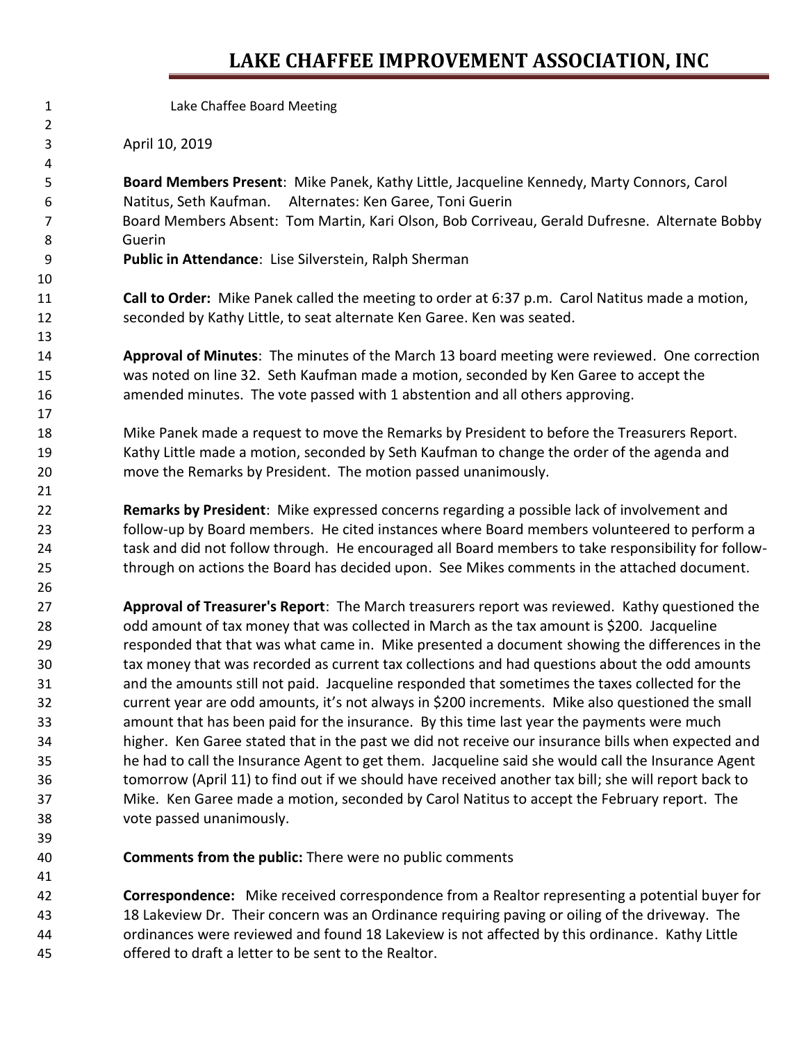# LAKE CHAFFEE IMPROVEMENT ASSOCIATION, INC

Lake Chaffee Board Meeting

April 10, 2019

**Board Members Present**: Mike Panek, Kathy Little, Jacqueline Kennedy, Marty Connors, Carol Natitus, Seth Kaufman. Alternates: Ken Garee, Toni Guerin
Board Members Absent: Tom Martin, Kari Olson, Bob Corriveau, Gerald Dufresne. Alternate Bobby Guerin
**Public in Attendance**: Lise Silverstein, Ralph Sherman

**Call to Order:** Mike Panek called the meeting to order at 6:37 p.m. Carol Natitus made a motion, seconded by Kathy Little, to seat alternate Ken Garee. Ken was seated.

**Approval of Minutes**: The minutes of the March 13 board meeting were reviewed. One correction was noted on line 32. Seth Kaufman made a motion, seconded by Ken Garee to accept the amended minutes. The vote passed with 1 abstention and all others approving.

Mike Panek made a request to move the Remarks by President to before the Treasurers Report. Kathy Little made a motion, seconded by Seth Kaufman to change the order of the agenda and move the Remarks by President. The motion passed unanimously.

**Remarks by President**: Mike expressed concerns regarding a possible lack of involvement and follow-up by Board members. He cited instances where Board members volunteered to perform a task and did not follow through. He encouraged all Board members to take responsibility for follow-through on actions the Board has decided upon. See Mikes comments in the attached document.

**Approval of Treasurer's Report**: The March treasurers report was reviewed. Kathy questioned the odd amount of tax money that was collected in March as the tax amount is $200. Jacqueline responded that that was what came in. Mike presented a document showing the differences in the tax money that was recorded as current tax collections and had questions about the odd amounts and the amounts still not paid. Jacqueline responded that sometimes the taxes collected for the current year are odd amounts, it's not always in $200 increments. Mike also questioned the small amount that has been paid for the insurance. By this time last year the payments were much higher. Ken Garee stated that in the past we did not receive our insurance bills when expected and he had to call the Insurance Agent to get them. Jacqueline said she would call the Insurance Agent tomorrow (April 11) to find out if we should have received another tax bill; she will report back to Mike. Ken Garee made a motion, seconded by Carol Natitus to accept the February report. The vote passed unanimously.

**Comments from the public:** There were no public comments

**Correspondence:** Mike received correspondence from a Realtor representing a potential buyer for 18 Lakeview Dr. Their concern was an Ordinance requiring paving or oiling of the driveway. The ordinances were reviewed and found 18 Lakeview is not affected by this ordinance. Kathy Little offered to draft a letter to be sent to the Realtor.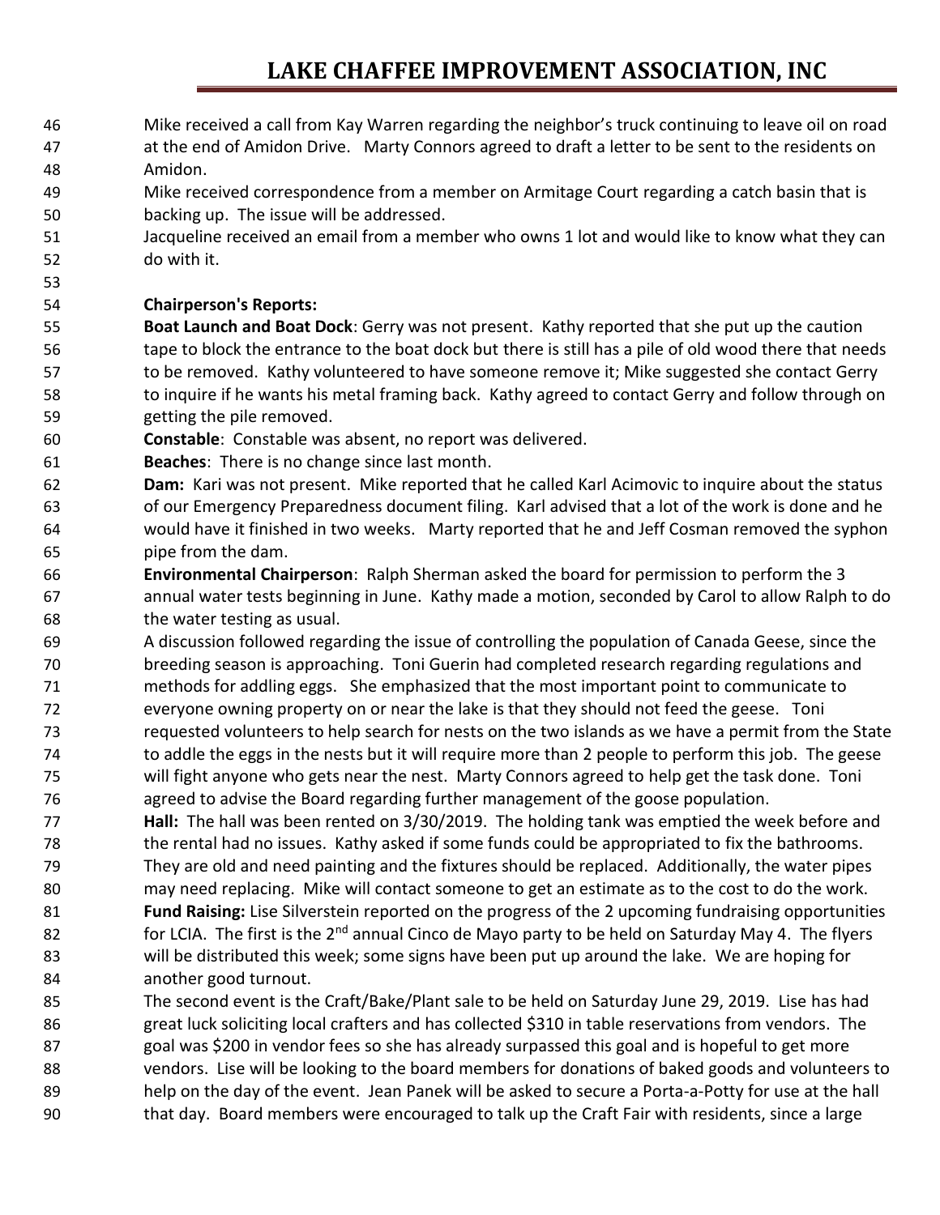Mike received a call from Kay Warren regarding the neighbor's truck continuing to leave oil on road at the end of Amidon Drive. Marty Connors agreed to draft a letter to be sent to the residents on Amidon.

Mike received correspondence from a member on Armitage Court regarding a catch basin that is backing up. The issue will be addressed.

Jacqueline received an email from a member who owns 1 lot and would like to know what they can do with it.

**Chairperson's Reports:**

**Boat Launch and Boat Dock**: Gerry was not present. Kathy reported that she put up the caution tape to block the entrance to the boat dock but there is still has a pile of old wood there that needs to be removed. Kathy volunteered to have someone remove it; Mike suggested she contact Gerry to inquire if he wants his metal framing back. Kathy agreed to contact Gerry and follow through on getting the pile removed.

**Constable**: Constable was absent, no report was delivered.

**Beaches**: There is no change since last month.

**Dam:** Kari was not present. Mike reported that he called Karl Acimovic to inquire about the status of our Emergency Preparedness document filing. Karl advised that a lot of the work is done and he would have it finished in two weeks. Marty reported that he and Jeff Cosman removed the syphon pipe from the dam.

**Environmental Chairperson**: Ralph Sherman asked the board for permission to perform the 3 annual water tests beginning in June. Kathy made a motion, seconded by Carol to allow Ralph to do the water testing as usual.

A discussion followed regarding the issue of controlling the population of Canada Geese, since the breeding season is approaching. Toni Guerin had completed research regarding regulations and methods for addling eggs. She emphasized that the most important point to communicate to everyone owning property on or near the lake is that they should not feed the geese. Toni requested volunteers to help search for nests on the two islands as we have a permit from the State to addle the eggs in the nests but it will require more than 2 people to perform this job. The geese will fight anyone who gets near the nest. Marty Connors agreed to help get the task done. Toni agreed to advise the Board regarding further management of the goose population.

**Hall:** The hall was been rented on 3/30/2019. The holding tank was emptied the week before and the rental had no issues. Kathy asked if some funds could be appropriated to fix the bathrooms. They are old and need painting and the fixtures should be replaced. Additionally, the water pipes may need replacing. Mike will contact someone to get an estimate as to the cost to do the work.

**Fund Raising:** Lise Silverstein reported on the progress of the 2 upcoming fundraising opportunities for LCIA. The first is the 2nd annual Cinco de Mayo party to be held on Saturday May 4. The flyers will be distributed this week; some signs have been put up around the lake. We are hoping for another good turnout.

The second event is the Craft/Bake/Plant sale to be held on Saturday June 29, 2019. Lise has had great luck soliciting local crafters and has collected $310 in table reservations from vendors. The goal was $200 in vendor fees so she has already surpassed this goal and is hopeful to get more vendors. Lise will be looking to the board members for donations of baked goods and volunteers to help on the day of the event. Jean Panek will be asked to secure a Porta-a-Potty for use at the hall that day. Board members were encouraged to talk up the Craft Fair with residents, since a large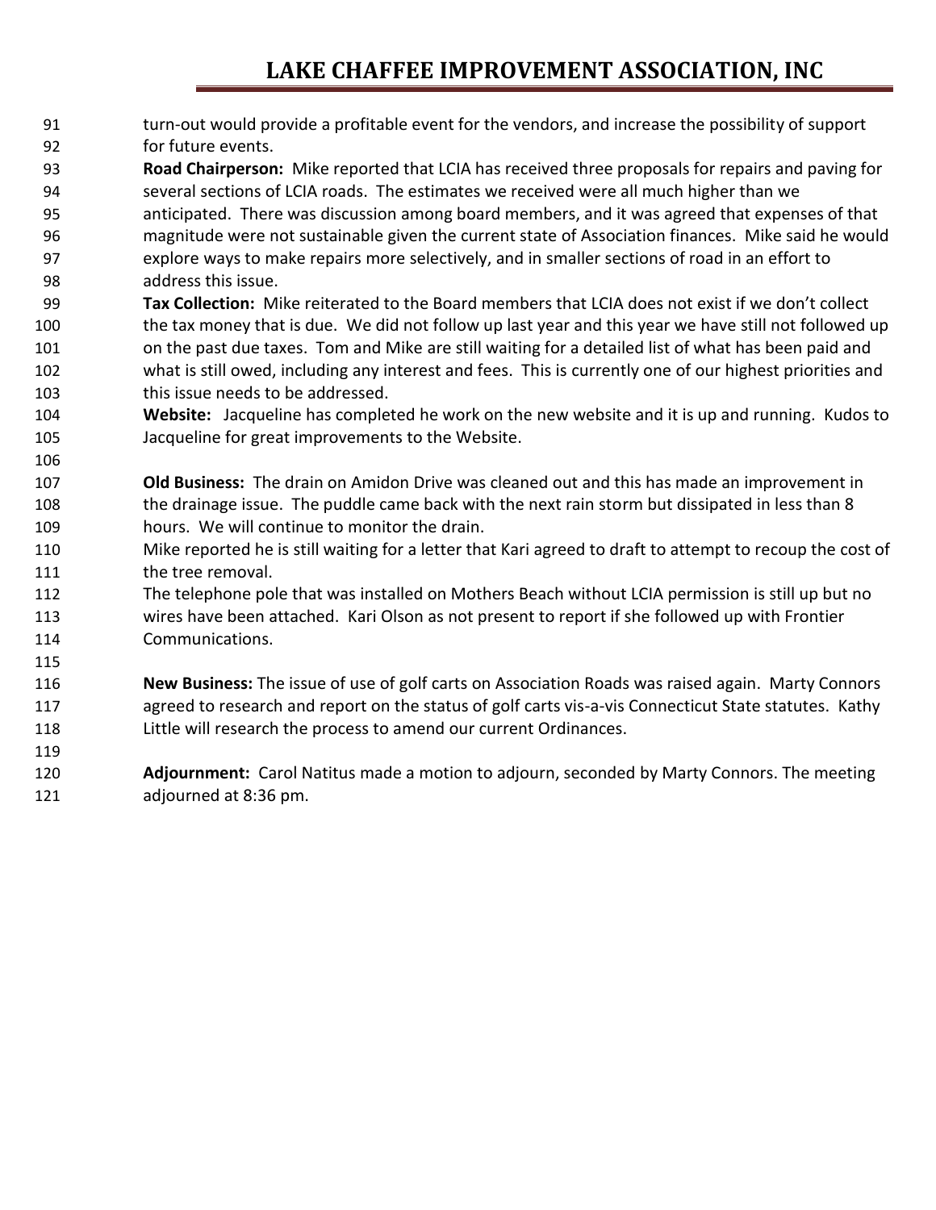turn-out would provide a profitable event for the vendors, and increase the possibility of support for future events.

**Road Chairperson:** Mike reported that LCIA has received three proposals for repairs and paving for several sections of LCIA roads. The estimates we received were all much higher than we anticipated. There was discussion among board members, and it was agreed that expenses of that magnitude were not sustainable given the current state of Association finances. Mike said he would explore ways to make repairs more selectively, and in smaller sections of road in an effort to address this issue.

**Tax Collection:** Mike reiterated to the Board members that LCIA does not exist if we don't collect the tax money that is due. We did not follow up last year and this year we have still not followed up on the past due taxes. Tom and Mike are still waiting for a detailed list of what has been paid and what is still owed, including any interest and fees. This is currently one of our highest priorities and this issue needs to be addressed.

**Website:** Jacqueline has completed he work on the new website and it is up and running. Kudos to Jacqueline for great improvements to the Website.

**Old Business:** The drain on Amidon Drive was cleaned out and this has made an improvement in the drainage issue. The puddle came back with the next rain storm but dissipated in less than 8 hours. We will continue to monitor the drain.

Mike reported he is still waiting for a letter that Kari agreed to draft to attempt to recoup the cost of the tree removal.

The telephone pole that was installed on Mothers Beach without LCIA permission is still up but no wires have been attached. Kari Olson as not present to report if she followed up with Frontier Communications.

**New Business:** The issue of use of golf carts on Association Roads was raised again. Marty Connors agreed to research and report on the status of golf carts vis-a-vis Connecticut State statutes. Kathy Little will research the process to amend our current Ordinances.

**Adjournment:** Carol Natitus made a motion to adjourn, seconded by Marty Connors. The meeting adjourned at 8:36 pm.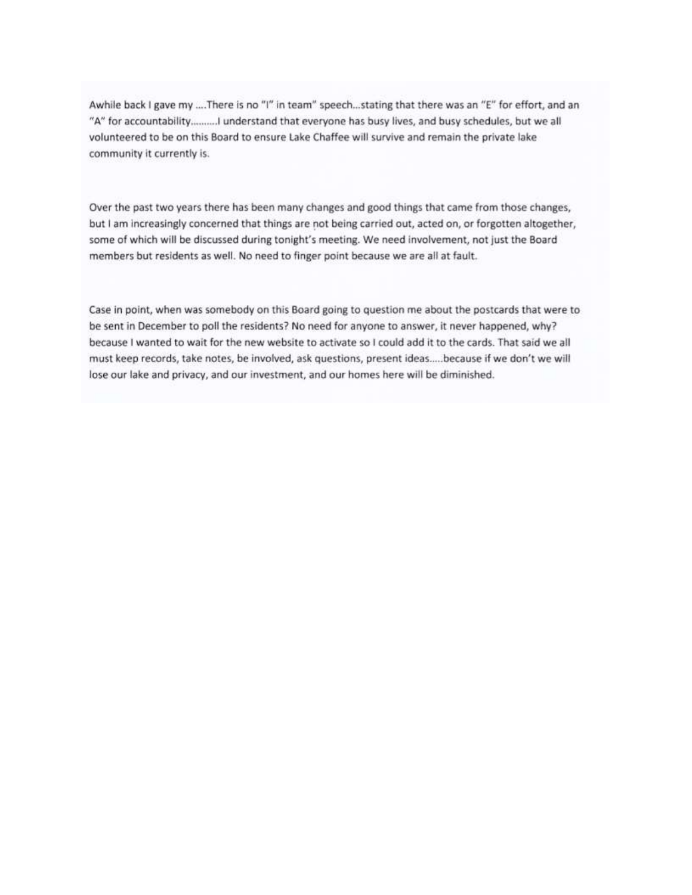Awhile back I gave my ….There is no "I" in team" speech…stating that there was an "E" for effort, and an "A" for accountability……….I understand that everyone has busy lives, and busy schedules, but we all volunteered to be on this Board to ensure Lake Chaffee will survive and remain the private lake community it currently is.

Over the past two years there has been many changes and good things that came from those changes, but I am increasingly concerned that things are not being carried out, acted on, or forgotten altogether, some of which will be discussed during tonight's meeting. We need involvement, not just the Board members but residents as well. No need to finger point because we are all at fault.

Case in point, when was somebody on this Board going to question me about the postcards that were to be sent in December to poll the residents? No need for anyone to answer, it never happened, why? because I wanted to wait for the new website to activate so I could add it to the cards. That said we all must keep records, take notes, be involved, ask questions, present ideas…..because if we don't we will lose our lake and privacy, and our investment, and our homes here will be diminished.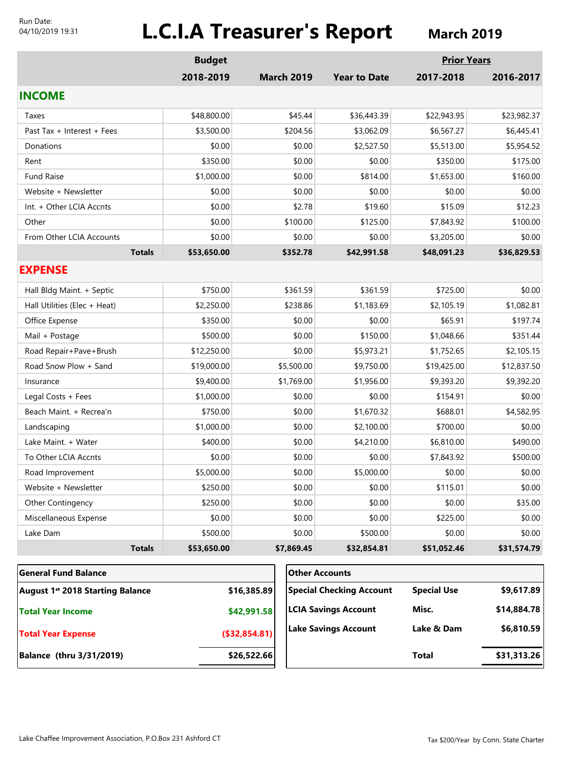Run Date:
04/10/2019 19:31

# L.C.I.A Treasurer's Report

## March 2019

| | Budget | | | Prior Years | |
|---|---|---|---|---|---|
| | 2018-2019 | March 2019 | Year to Date | 2017-2018 | 2016-2017 |
| **INCOME** | | | | | |
| Taxes | $48,800.00 | $45.44 | $36,443.39 | $22,943.95 | $23,982.37 |
| Past Tax + Interest + Fees | $3,500.00 | $204.56 | $3,062.09 | $6,567.27 | $6,445.41 |
| Donations | $0.00 | $0.00 | $2,527.50 | $5,513.00 | $5,954.52 |
| Rent | $350.00 | $0.00 | $0.00 | $350.00 | $175.00 |
| Fund Raise | $1,000.00 | $0.00 | $814.00 | $1,653.00 | $160.00 |
| Website + Newsletter | $0.00 | $0.00 | $0.00 | $0.00 | $0.00 |
| Int. + Other LCIA Accnts | $0.00 | $2.78 | $19.60 | $15.09 | $12.23 |
| Other | $0.00 | $100.00 | $125.00 | $7,843.92 | $100.00 |
| From Other LCIA Accounts | $0.00 | $0.00 | $0.00 | $3,205.00 | $0.00 |
| **Totals** | **$53,650.00** | **$352.78** | **$42,991.58** | **$48,091.23** | **$36,829.53** |
| **EXPENSE** | | | | | |
| Hall Bldg Maint. + Septic | $750.00 | $361.59 | $361.59 | $725.00 | $0.00 |
| Hall Utilities (Elec + Heat) | $2,250.00 | $238.86 | $1,183.69 | $2,105.19 | $1,082.81 |
| Office Expense | $350.00 | $0.00 | $0.00 | $65.91 | $197.74 |
| Mail + Postage | $500.00 | $0.00 | $150.00 | $1,048.66 | $351.44 |
| Road Repair+Pave+Brush | $12,250.00 | $0.00 | $5,973.21 | $1,752.65 | $2,105.15 |
| Road Snow Plow + Sand | $19,000.00 | $5,500.00 | $9,750.00 | $19,425.00 | $12,837.50 |
| Insurance | $9,400.00 | $1,769.00 | $1,956.00 | $9,393.20 | $9,392.20 |
| Legal Costs + Fees | $1,000.00 | $0.00 | $0.00 | $154.91 | $0.00 |
| Beach Maint. + Recrea'n | $750.00 | $0.00 | $1,670.32 | $688.01 | $4,582.95 |
| Landscaping | $1,000.00 | $0.00 | $2,100.00 | $700.00 | $0.00 |
| Lake Maint. + Water | $400.00 | $0.00 | $4,210.00 | $6,810.00 | $490.00 |
| To Other LCIA Accnts | $0.00 | $0.00 | $0.00 | $7,843.92 | $500.00 |
| Road Improvement | $5,000.00 | $0.00 | $5,000.00 | $0.00 | $0.00 |
| Website + Newsletter | $250.00 | $0.00 | $0.00 | $115.01 | $0.00 |
| Other Contingency | $250.00 | $0.00 | $0.00 | $0.00 | $35.00 |
| Miscellaneous Expense | $0.00 | $0.00 | $0.00 | $225.00 | $0.00 |
| Lake Dam | $500.00 | $0.00 | $500.00 | $0.00 | $0.00 |
| **Totals** | **$53,650.00** | **$7,869.45** | **$32,854.81** | **$51,052.46** | **$31,574.79** |

| General Fund Balance | |
|---|---|
| **August 1st 2018 Starting Balance** | **$16,385.89** |
| **Total Year Income** | **$42,991.58** |
| **Total Year Expense** | **($32,854.81)** |
| **Balance (thru 3/31/2019)** | **$26,522.66** |

| Other Accounts | | |
|---|---|---|
| **Special Checking Account** | **Special Use** | **$9,617.89** |
| **LCIA Savings Account** | **Misc.** | **$14,884.78** |
| **Lake Savings Account** | **Lake & Dam** | **$6,810.59** |
| | **Total** | **$31,313.26** |

Lake Chaffee Improvement Association, P.O.Box 231 Ashford CT

Tax $200/Year by Conn. State Charter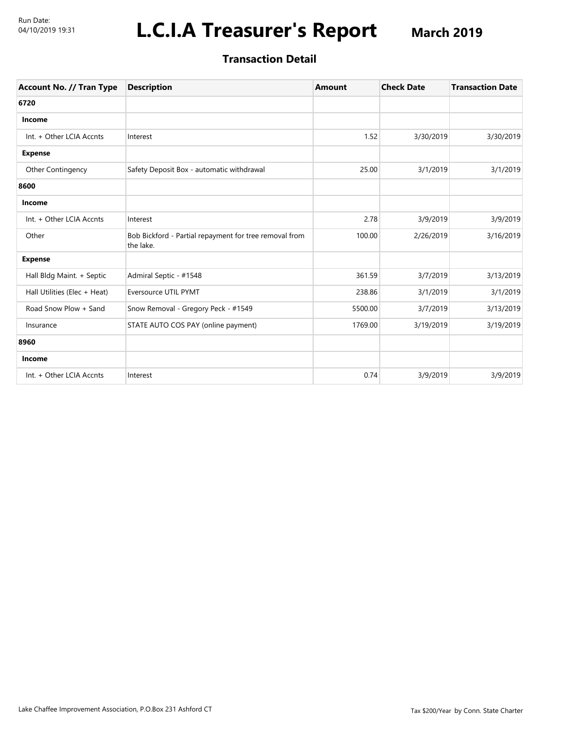Run Date:
04/10/2019 19:31

# L.C.I.A Treasurer's Report **March 2019**

## Transaction Detail

| Account No. // Tran Type | Description | Amount | Check Date | Transaction Date |
|---|---|---|---|---|
| **6720** | | | | |
| **Income** | | | | |
| Int. + Other LCIA Accnts | Interest | 1.52 | 3/30/2019 | 3/30/2019 |
| **Expense** | | | | |
| Other Contingency | Safety Deposit Box - automatic withdrawal | 25.00 | 3/1/2019 | 3/1/2019 |
| **8600** | | | | |
| **Income** | | | | |
| Int. + Other LCIA Accnts | Interest | 2.78 | 3/9/2019 | 3/9/2019 |
| Other | Bob Bickford - Partial repayment for tree removal from the lake. | 100.00 | 2/26/2019 | 3/16/2019 |
| **Expense** | | | | |
| Hall Bldg Maint. + Septic | Admiral Septic - #1548 | 361.59 | 3/7/2019 | 3/13/2019 |
| Hall Utilities (Elec + Heat) | Eversource UTIL PYMT | 238.86 | 3/1/2019 | 3/1/2019 |
| Road Snow Plow + Sand | Snow Removal - Gregory Peck - #1549 | 5500.00 | 3/7/2019 | 3/13/2019 |
| Insurance | STATE AUTO COS PAY (online payment) | 1769.00 | 3/19/2019 | 3/19/2019 |
| **8960** | | | | |
| **Income** | | | | |
| Int. + Other LCIA Accnts | Interest | 0.74 | 3/9/2019 | 3/9/2019 |

Lake Chaffee Improvement Association, P.O.Box 231 Ashford CT

Tax $200/Year by Conn. State Charter